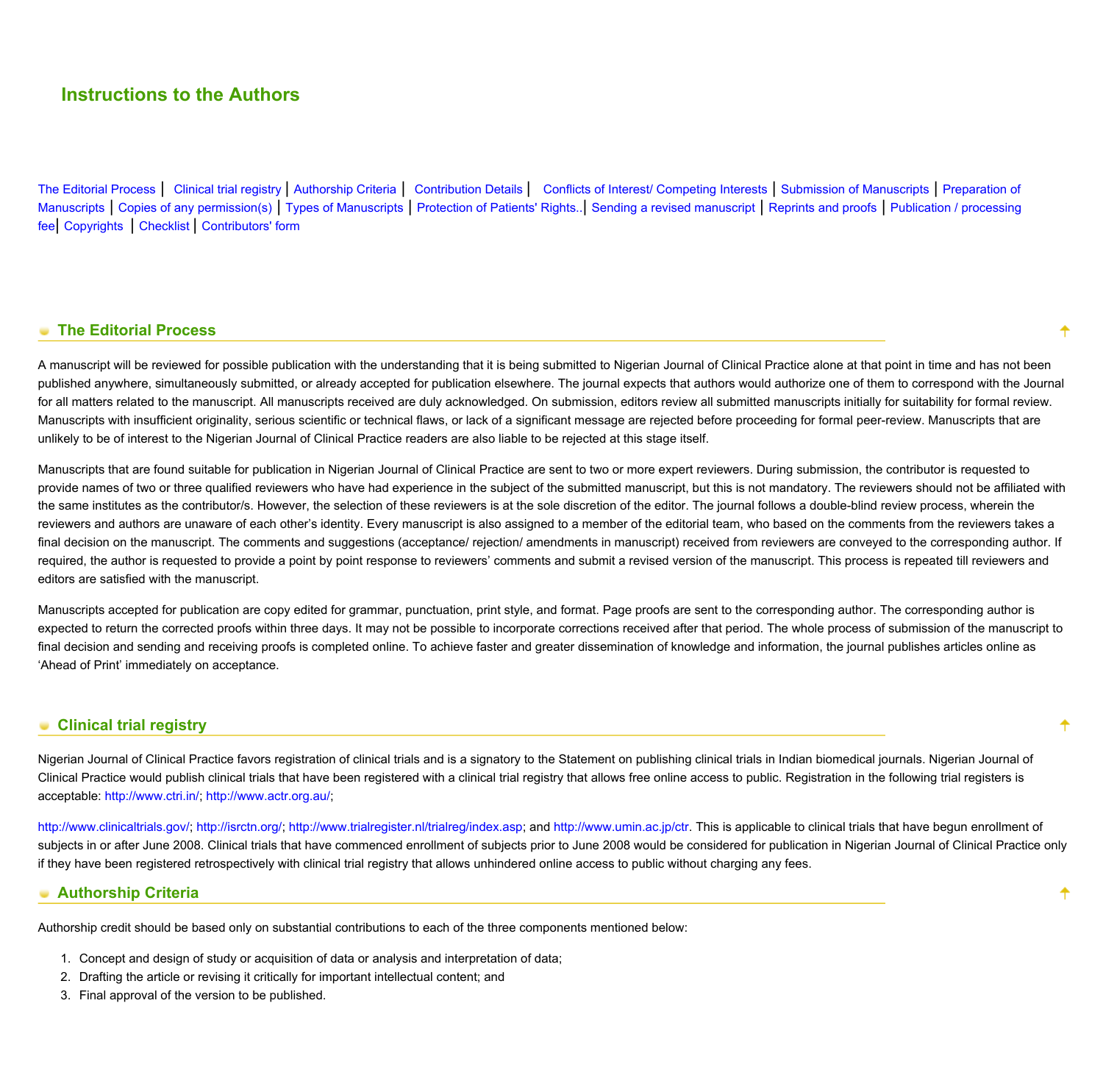# Instructions to the Authors

The Editorial Process | Clinical trial registry | Authorship Criteria | Contribution Details | Conflicts of Interest/ Competing Interests | Submission of Manuscripts | Preparation of Manuscripts | Copies of any permission(s) | Types of Manuscripts | Protection of Patients' Rights.. | Sending a revised manuscript | Reprints and proofs | Publication / processing fee | Copyrights | Checklist | Contributors' form

## The Editorial Process

A manuscript will be reviewed for possible publication with the understanding that it is being submitted to Nigerian Journal of Clinical Practice alone at that point in time and has not been published anywhere, simultaneously submitted, or already accepted for publication elsewhere. The journal expects that authors would authorize one of them to correspond with the Journal for all matters related to the manuscript. All manuscripts received are duly acknowledged. On submission, editors review all submitted manuscripts initially for suitability for formal review. Manuscripts with insufficient originality, serious scientific or technical flaws, or lack of a significant message are rejected before proceeding for formal peer-review. Manuscripts that are unlikely to be of interest to the Nigerian Journal of Clinical Practice readers are also liable to be rejected at this stage itself.

Manuscripts that are found suitable for publication in Nigerian Journal of Clinical Practice are sent to two or more expert reviewers. During submission, the contributor is requested to provide names of two or three qualified reviewers who have had experience in the subject of the submitted manuscript, but this is not mandatory. The reviewers should not be affiliated with the same institutes as the contributor/s. However, the selection of these reviewers is at the sole discretion of the editor. The journal follows a double-blind review process, wherein the reviewers and authors are unaware of each other's identity. Every manuscript is also assigned to a member of the editorial team, who based on the comments from the reviewers takes a final decision on the manuscript. The comments and suggestions (acceptance/ rejection/ amendments in manuscript) received from reviewers are conveyed to the corresponding author. If required, the author is requested to provide a point by point response to reviewers' comments and submit a revised version of the manuscript. This process is repeated till reviewers and editors are satisfied with the manuscript.

Manuscripts accepted for publication are copy edited for grammar, punctuation, print style, and format. Page proofs are sent to the corresponding author. The corresponding author is expected to return the corrected proofs within three days. It may not be possible to incorporate corrections received after that period. The whole process of submission of the manuscript to final decision and sending and receiving proofs is completed online. To achieve faster and greater dissemination of knowledge and information, the journal publishes articles online as 'Ahead of Print' immediately on acceptance.

## Clinical trial registry

Nigerian Journal of Clinical Practice favors registration of clinical trials and is a signatory to the Statement on publishing clinical trials in Indian biomedical journals. Nigerian Journal of Clinical Practice would publish clinical trials that have been registered with a clinical trial registry that allows free online access to public. Registration in the following trial registers is acceptable: http://www.ctri.in/; http://www.actr.org.au/;

http://www.clinicaltrials.gov/; http://isrctn.org/; http://www.trialregister.nl/trialreg/index.asp; and http://www.umin.ac.jp/ctr. This is applicable to clinical trials that have begun enrollment of subjects in or after June 2008. Clinical trials that have commenced enrollment of subjects prior to June 2008 would be considered for publication in Nigerian Journal of Clinical Practice only if they have been registered retrospectively with clinical trial registry that allows unhindered online access to public without charging any fees.

## Authorship Criteria

Authorship credit should be based only on substantial contributions to each of the three components mentioned below:

1. Concept and design of study or acquisition of data or analysis and interpretation of data;
2. Drafting the article or revising it critically for important intellectual content; and
3. Final approval of the version to be published.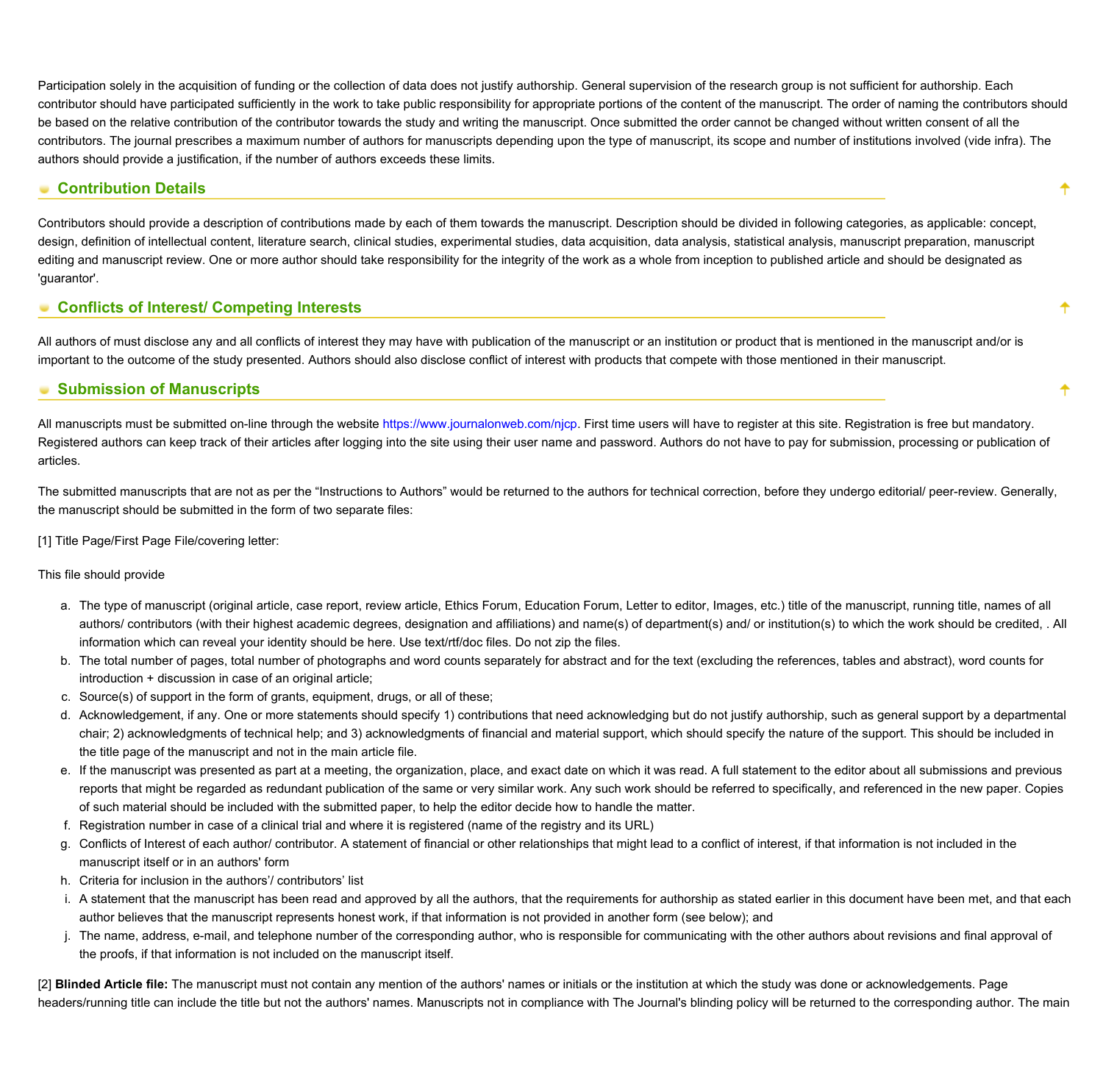Participation solely in the acquisition of funding or the collection of data does not justify authorship. General supervision of the research group is not sufficient for authorship. Each contributor should have participated sufficiently in the work to take public responsibility for appropriate portions of the content of the manuscript. The order of naming the contributors should be based on the relative contribution of the contributor towards the study and writing the manuscript. Once submitted the order cannot be changed without written consent of all the contributors. The journal prescribes a maximum number of authors for manuscripts depending upon the type of manuscript, its scope and number of institutions involved (vide infra). The authors should provide a justification, if the number of authors exceeds these limits.

## Contribution Details

Contributors should provide a description of contributions made by each of them towards the manuscript. Description should be divided in following categories, as applicable: concept, design, definition of intellectual content, literature search, clinical studies, experimental studies, data acquisition, data analysis, statistical analysis, manuscript preparation, manuscript editing and manuscript review. One or more author should take responsibility for the integrity of the work as a whole from inception to published article and should be designated as 'guarantor'.

## Conflicts of Interest/ Competing Interests

All authors of must disclose any and all conflicts of interest they may have with publication of the manuscript or an institution or product that is mentioned in the manuscript and/or is important to the outcome of the study presented. Authors should also disclose conflict of interest with products that compete with those mentioned in their manuscript.

## Submission of Manuscripts

All manuscripts must be submitted on-line through the website https://www.journalonweb.com/njcp. First time users will have to register at this site. Registration is free but mandatory. Registered authors can keep track of their articles after logging into the site using their user name and password. Authors do not have to pay for submission, processing or publication of articles.

The submitted manuscripts that are not as per the “Instructions to Authors” would be returned to the authors for technical correction, before they undergo editorial/ peer-review. Generally, the manuscript should be submitted in the form of two separate files:

[1] Title Page/First Page File/covering letter:

This file should provide

a. The type of manuscript (original article, case report, review article, Ethics Forum, Education Forum, Letter to editor, Images, etc.) title of the manuscript, running title, names of all authors/ contributors (with their highest academic degrees, designation and affiliations) and name(s) of department(s) and/ or institution(s) to which the work should be credited, . All information which can reveal your identity should be here. Use text/rtf/doc files. Do not zip the files.
b. The total number of pages, total number of photographs and word counts separately for abstract and for the text (excluding the references, tables and abstract), word counts for introduction + discussion in case of an original article;
c. Source(s) of support in the form of grants, equipment, drugs, or all of these;
d. Acknowledgement, if any. One or more statements should specify 1) contributions that need acknowledging but do not justify authorship, such as general support by a departmental chair; 2) acknowledgments of technical help; and 3) acknowledgments of financial and material support, which should specify the nature of the support. This should be included in the title page of the manuscript and not in the main article file.
e. If the manuscript was presented as part at a meeting, the organization, place, and exact date on which it was read. A full statement to the editor about all submissions and previous reports that might be regarded as redundant publication of the same or very similar work. Any such work should be referred to specifically, and referenced in the new paper. Copies of such material should be included with the submitted paper, to help the editor decide how to handle the matter.
f. Registration number in case of a clinical trial and where it is registered (name of the registry and its URL)
g. Conflicts of Interest of each author/ contributor. A statement of financial or other relationships that might lead to a conflict of interest, if that information is not included in the manuscript itself or in an authors' form
h. Criteria for inclusion in the authors'/ contributors' list
i. A statement that the manuscript has been read and approved by all the authors, that the requirements for authorship as stated earlier in this document have been met, and that each author believes that the manuscript represents honest work, if that information is not provided in another form (see below); and
j. The name, address, e-mail, and telephone number of the corresponding author, who is responsible for communicating with the other authors about revisions and final approval of the proofs, if that information is not included on the manuscript itself.

[2] **Blinded Article file:** The manuscript must not contain any mention of the authors' names or initials or the institution at which the study was done or acknowledgements. Page headers/running title can include the title but not the authors' names. Manuscripts not in compliance with The Journal's blinding policy will be returned to the corresponding author. The main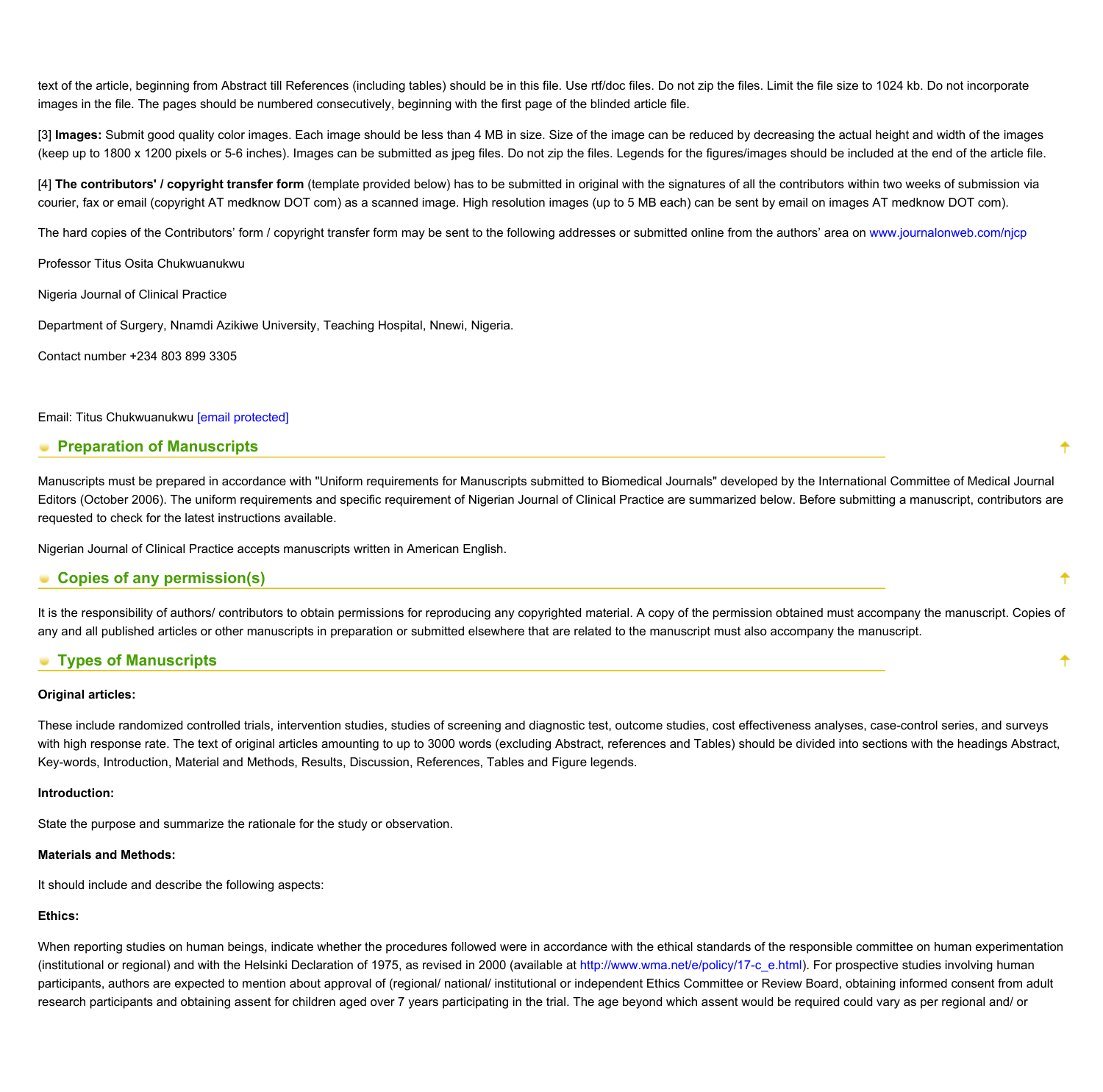text of the article, beginning from Abstract till References (including tables) should be in this file. Use rtf/doc files. Do not zip the files. Limit the file size to 1024 kb. Do not incorporate images in the file. The pages should be numbered consecutively, beginning with the first page of the blinded article file.

[3] **Images:** Submit good quality color images. Each image should be less than 4 MB in size. Size of the image can be reduced by decreasing the actual height and width of the images (keep up to 1800 x 1200 pixels or 5-6 inches). Images can be submitted as jpeg files. Do not zip the files. Legends for the figures/images should be included at the end of the article file.

[4] **The contributors' / copyright transfer form** (template provided below) has to be submitted in original with the signatures of all the contributors within two weeks of submission via courier, fax or email (copyright AT medknow DOT com) as a scanned image. High resolution images (up to 5 MB each) can be sent by email on images AT medknow DOT com).

The hard copies of the Contributors' form / copyright transfer form may be sent to the following addresses or submitted online from the authors' area on www.journalonweb.com/njcp

Professor Titus Osita Chukwuanukwu

Nigeria Journal of Clinical Practice

Department of Surgery, Nnamdi Azikiwe University, Teaching Hospital, Nnewi, Nigeria.

Contact number +234 803 899 3305

Email: Titus Chukwuanukwu [email protected]

## Preparation of Manuscripts

Manuscripts must be prepared in accordance with "Uniform requirements for Manuscripts submitted to Biomedical Journals" developed by the International Committee of Medical Journal Editors (October 2006). The uniform requirements and specific requirement of Nigerian Journal of Clinical Practice are summarized below. Before submitting a manuscript, contributors are requested to check for the latest instructions available.

Nigerian Journal of Clinical Practice accepts manuscripts written in American English.

## Copies of any permission(s)

It is the responsibility of authors/ contributors to obtain permissions for reproducing any copyrighted material. A copy of the permission obtained must accompany the manuscript. Copies of any and all published articles or other manuscripts in preparation or submitted elsewhere that are related to the manuscript must also accompany the manuscript.

## Types of Manuscripts

**Original articles:**

These include randomized controlled trials, intervention studies, studies of screening and diagnostic test, outcome studies, cost effectiveness analyses, case-control series, and surveys with high response rate. The text of original articles amounting to up to 3000 words (excluding Abstract, references and Tables) should be divided into sections with the headings Abstract, Key-words, Introduction, Material and Methods, Results, Discussion, References, Tables and Figure legends.

**Introduction:**

State the purpose and summarize the rationale for the study or observation.

**Materials and Methods:**

It should include and describe the following aspects:

**Ethics:**

When reporting studies on human beings, indicate whether the procedures followed were in accordance with the ethical standards of the responsible committee on human experimentation (institutional or regional) and with the Helsinki Declaration of 1975, as revised in 2000 (available at http://www.wma.net/e/policy/17-c_e.html). For prospective studies involving human participants, authors are expected to mention about approval of (regional/ national/ institutional or independent Ethics Committee or Review Board, obtaining informed consent from adult research participants and obtaining assent for children aged over 7 years participating in the trial. The age beyond which assent would be required could vary as per regional and/ or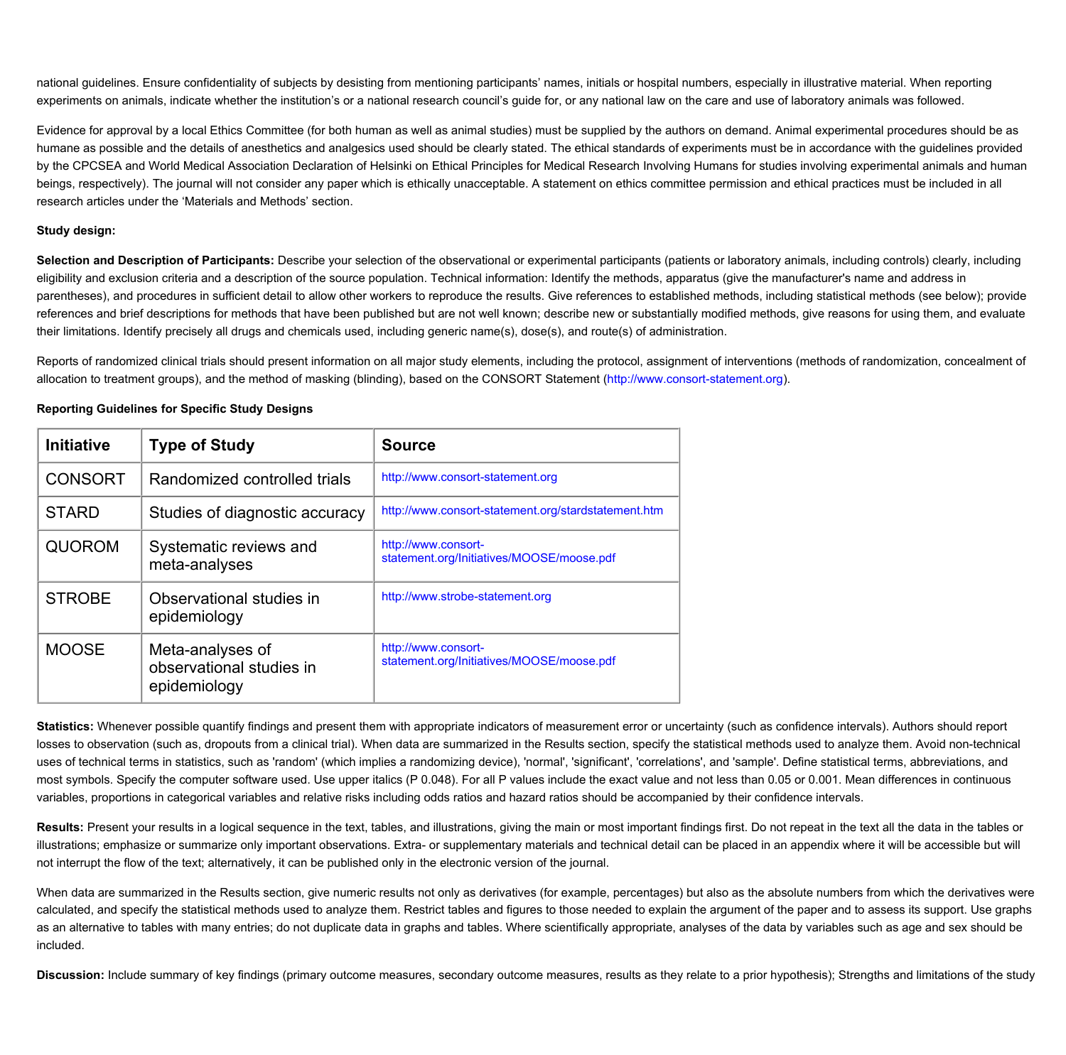national guidelines. Ensure confidentiality of subjects by desisting from mentioning participants' names, initials or hospital numbers, especially in illustrative material. When reporting experiments on animals, indicate whether the institution's or a national research council's guide for, or any national law on the care and use of laboratory animals was followed.

Evidence for approval by a local Ethics Committee (for both human as well as animal studies) must be supplied by the authors on demand. Animal experimental procedures should be as humane as possible and the details of anesthetics and analgesics used should be clearly stated. The ethical standards of experiments must be in accordance with the guidelines provided by the CPCSEA and World Medical Association Declaration of Helsinki on Ethical Principles for Medical Research Involving Humans for studies involving experimental animals and human beings, respectively). The journal will not consider any paper which is ethically unacceptable. A statement on ethics committee permission and ethical practices must be included in all research articles under the 'Materials and Methods' section.

**Study design:**

**Selection and Description of Participants:** Describe your selection of the observational or experimental participants (patients or laboratory animals, including controls) clearly, including eligibility and exclusion criteria and a description of the source population. Technical information: Identify the methods, apparatus (give the manufacturer's name and address in parentheses), and procedures in sufficient detail to allow other workers to reproduce the results. Give references to established methods, including statistical methods (see below); provide references and brief descriptions for methods that have been published but are not well known; describe new or substantially modified methods, give reasons for using them, and evaluate their limitations. Identify precisely all drugs and chemicals used, including generic name(s), dose(s), and route(s) of administration.

Reports of randomized clinical trials should present information on all major study elements, including the protocol, assignment of interventions (methods of randomization, concealment of allocation to treatment groups), and the method of masking (blinding), based on the CONSORT Statement (http://www.consort-statement.org).

**Reporting Guidelines for Specific Study Designs**

| Initiative | Type of Study | Source |
|---|---|---|
| CONSORT | Randomized controlled trials | http://www.consort-statement.org |
| STARD | Studies of diagnostic accuracy | http://www.consort-statement.org/stardstatement.htm |
| QUOROM | Systematic reviews and meta-analyses | http://www.consort-statement.org/Initiatives/MOOSE/moose.pdf |
| STROBE | Observational studies in epidemiology | http://www.strobe-statement.org |
| MOOSE | Meta-analyses of observational studies in epidemiology | http://www.consort-statement.org/Initiatives/MOOSE/moose.pdf |

**Statistics:** Whenever possible quantify findings and present them with appropriate indicators of measurement error or uncertainty (such as confidence intervals). Authors should report losses to observation (such as, dropouts from a clinical trial). When data are summarized in the Results section, specify the statistical methods used to analyze them. Avoid non-technical uses of technical terms in statistics, such as 'random' (which implies a randomizing device), 'normal', 'significant', 'correlations', and 'sample'. Define statistical terms, abbreviations, and most symbols. Specify the computer software used. Use upper italics (P 0.048). For all P values include the exact value and not less than 0.05 or 0.001. Mean differences in continuous variables, proportions in categorical variables and relative risks including odds ratios and hazard ratios should be accompanied by their confidence intervals.

**Results:** Present your results in a logical sequence in the text, tables, and illustrations, giving the main or most important findings first. Do not repeat in the text all the data in the tables or illustrations; emphasize or summarize only important observations. Extra- or supplementary materials and technical detail can be placed in an appendix where it will be accessible but will not interrupt the flow of the text; alternatively, it can be published only in the electronic version of the journal.

When data are summarized in the Results section, give numeric results not only as derivatives (for example, percentages) but also as the absolute numbers from which the derivatives were calculated, and specify the statistical methods used to analyze them. Restrict tables and figures to those needed to explain the argument of the paper and to assess its support. Use graphs as an alternative to tables with many entries; do not duplicate data in graphs and tables. Where scientifically appropriate, analyses of the data by variables such as age and sex should be included.

**Discussion:** Include summary of key findings (primary outcome measures, secondary outcome measures, results as they relate to a prior hypothesis); Strengths and limitations of the study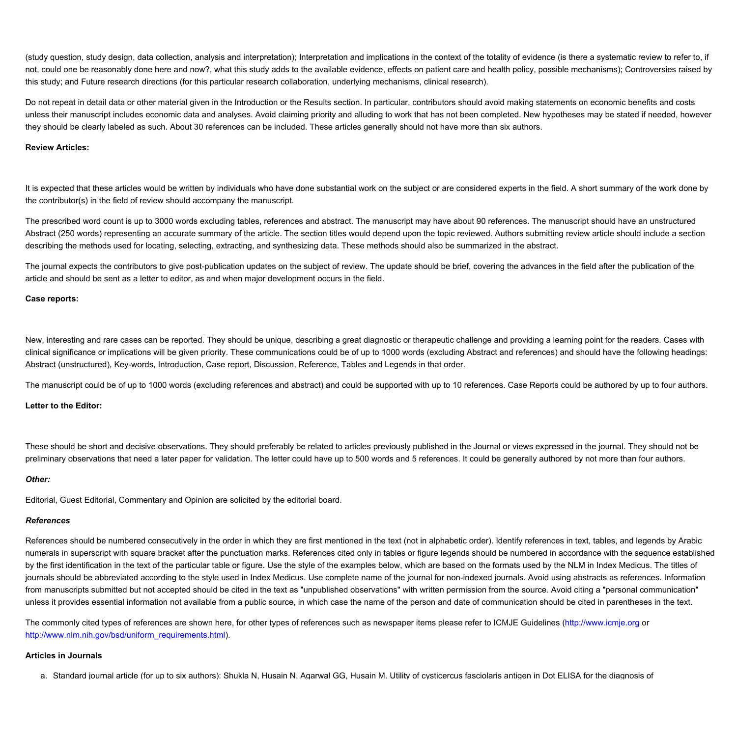(study question, study design, data collection, analysis and interpretation); Interpretation and implications in the context of the totality of evidence (is there a systematic review to refer to, if not, could one be reasonably done here and now?, what this study adds to the available evidence, effects on patient care and health policy, possible mechanisms); Controversies raised by this study; and Future research directions (for this particular research collaboration, underlying mechanisms, clinical research).

Do not repeat in detail data or other material given in the Introduction or the Results section. In particular, contributors should avoid making statements on economic benefits and costs unless their manuscript includes economic data and analyses. Avoid claiming priority and alluding to work that has not been completed. New hypotheses may be stated if needed, however they should be clearly labeled as such. About 30 references can be included. These articles generally should not have more than six authors.

**Review Articles:**

It is expected that these articles would be written by individuals who have done substantial work on the subject or are considered experts in the field. A short summary of the work done by the contributor(s) in the field of review should accompany the manuscript.

The prescribed word count is up to 3000 words excluding tables, references and abstract. The manuscript may have about 90 references. The manuscript should have an unstructured Abstract (250 words) representing an accurate summary of the article. The section titles would depend upon the topic reviewed. Authors submitting review article should include a section describing the methods used for locating, selecting, extracting, and synthesizing data. These methods should also be summarized in the abstract.

The journal expects the contributors to give post-publication updates on the subject of review. The update should be brief, covering the advances in the field after the publication of the article and should be sent as a letter to editor, as and when major development occurs in the field.

**Case reports:**

New, interesting and rare cases can be reported. They should be unique, describing a great diagnostic or therapeutic challenge and providing a learning point for the readers. Cases with clinical significance or implications will be given priority. These communications could be of up to 1000 words (excluding Abstract and references) and should have the following headings: Abstract (unstructured), Key-words, Introduction, Case report, Discussion, Reference, Tables and Legends in that order.

The manuscript could be of up to 1000 words (excluding references and abstract) and could be supported with up to 10 references. Case Reports could be authored by up to four authors.

**Letter to the Editor:**

These should be short and decisive observations. They should preferably be related to articles previously published in the Journal or views expressed in the journal. They should not be preliminary observations that need a later paper for validation. The letter could have up to 500 words and 5 references. It could be generally authored by not more than four authors.

***Other:***

Editorial, Guest Editorial, Commentary and Opinion are solicited by the editorial board.

***References***

References should be numbered consecutively in the order in which they are first mentioned in the text (not in alphabetic order). Identify references in text, tables, and legends by Arabic numerals in superscript with square bracket after the punctuation marks. References cited only in tables or figure legends should be numbered in accordance with the sequence established by the first identification in the text of the particular table or figure. Use the style of the examples below, which are based on the formats used by the NLM in Index Medicus. The titles of journals should be abbreviated according to the style used in Index Medicus. Use complete name of the journal for non-indexed journals. Avoid using abstracts as references. Information from manuscripts submitted but not accepted should be cited in the text as "unpublished observations" with written permission from the source. Avoid citing a "personal communication" unless it provides essential information not available from a public source, in which case the name of the person and date of communication should be cited in parentheses in the text.

The commonly cited types of references are shown here, for other types of references such as newspaper items please refer to ICMJE Guidelines (http://www.icmje.org or http://www.nlm.nih.gov/bsd/uniform_requirements.html).

**Articles in Journals**

a. Standard journal article (for up to six authors): Shukla N, Husain N, Agarwal GG, Husain M. Utility of cysticercus fasciolaris antigen in Dot ELISA for the diagnosis of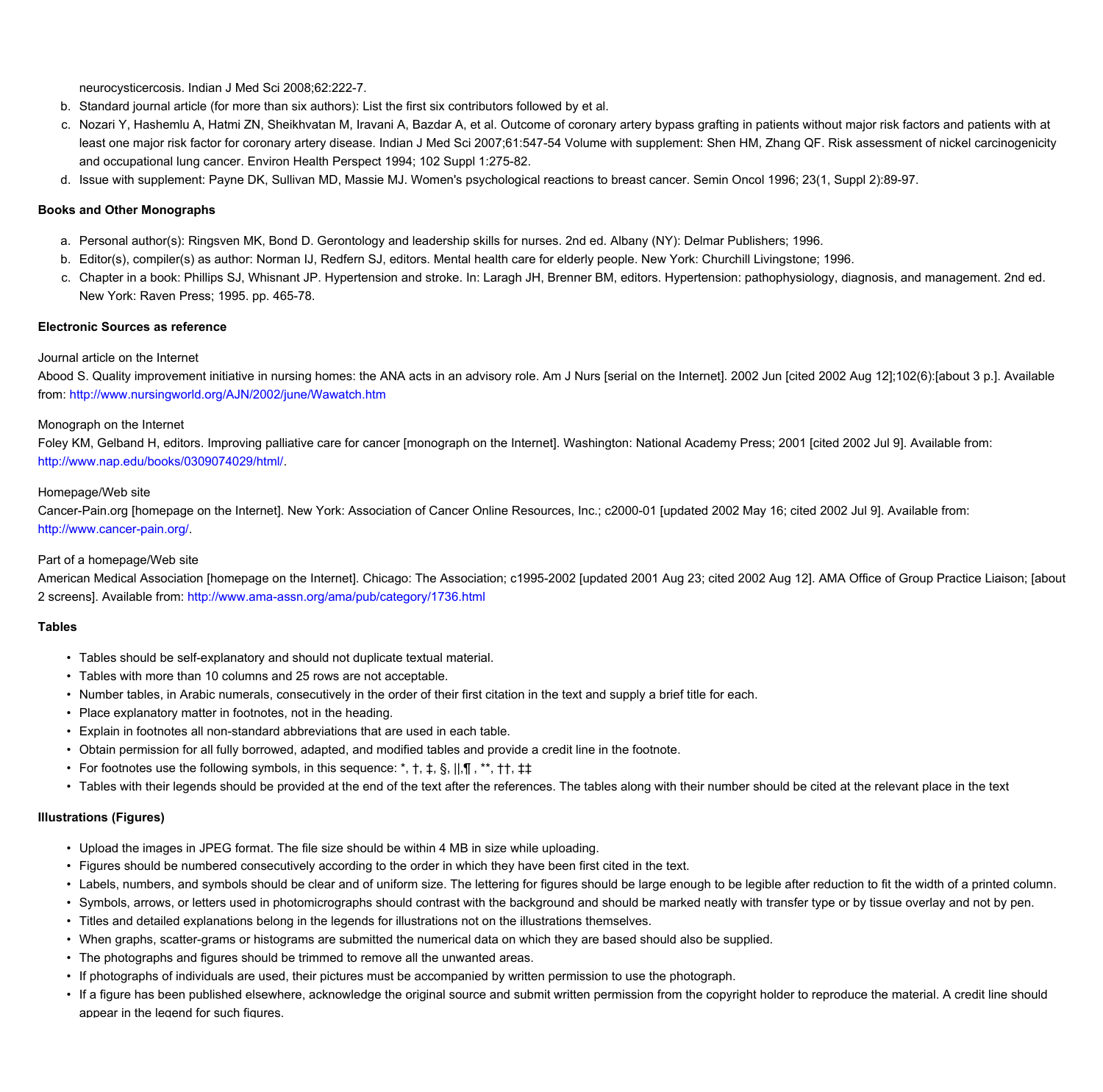neurocysticercosis. Indian J Med Sci 2008;62:222-7.

b. Standard journal article (for more than six authors): List the first six contributors followed by et al.
c. Nozari Y, Hashemlu A, Hatmi ZN, Sheikhvatan M, Iravani A, Bazdar A, et al. Outcome of coronary artery bypass grafting in patients without major risk factors and patients with at least one major risk factor for coronary artery disease. Indian J Med Sci 2007;61:547-54 Volume with supplement: Shen HM, Zhang QF. Risk assessment of nickel carcinogenicity and occupational lung cancer. Environ Health Perspect 1994; 102 Suppl 1:275-82.
d. Issue with supplement: Payne DK, Sullivan MD, Massie MJ. Women's psychological reactions to breast cancer. Semin Oncol 1996; 23(1, Suppl 2):89-97.

**Books and Other Monographs**

a. Personal author(s): Ringsven MK, Bond D. Gerontology and leadership skills for nurses. 2nd ed. Albany (NY): Delmar Publishers; 1996.
b. Editor(s), compiler(s) as author: Norman IJ, Redfern SJ, editors. Mental health care for elderly people. New York: Churchill Livingstone; 1996.
c. Chapter in a book: Phillips SJ, Whisnant JP. Hypertension and stroke. In: Laragh JH, Brenner BM, editors. Hypertension: pathophysiology, diagnosis, and management. 2nd ed. New York: Raven Press; 1995. pp. 465-78.

**Electronic Sources as reference**

Journal article on the Internet
Abood S. Quality improvement initiative in nursing homes: the ANA acts in an advisory role. Am J Nurs [serial on the Internet]. 2002 Jun [cited 2002 Aug 12];102(6):[about 3 p.]. Available from: http://www.nursingworld.org/AJN/2002/june/Wawatch.htm

Monograph on the Internet
Foley KM, Gelband H, editors. Improving palliative care for cancer [monograph on the Internet]. Washington: National Academy Press; 2001 [cited 2002 Jul 9]. Available from: http://www.nap.edu/books/0309074029/html/.

Homepage/Web site
Cancer-Pain.org [homepage on the Internet]. New York: Association of Cancer Online Resources, Inc.; c2000-01 [updated 2002 May 16; cited 2002 Jul 9]. Available from: http://www.cancer-pain.org/.

Part of a homepage/Web site
American Medical Association [homepage on the Internet]. Chicago: The Association; c1995-2002 [updated 2001 Aug 23; cited 2002 Aug 12]. AMA Office of Group Practice Liaison; [about 2 screens]. Available from: http://www.ama-assn.org/ama/pub/category/1736.html

**Tables**

- Tables should be self-explanatory and should not duplicate textual material.
- Tables with more than 10 columns and 25 rows are not acceptable.
- Number tables, in Arabic numerals, consecutively in the order of their first citation in the text and supply a brief title for each.
- Place explanatory matter in footnotes, not in the heading.
- Explain in footnotes all non-standard abbreviations that are used in each table.
- Obtain permission for all fully borrowed, adapted, and modified tables and provide a credit line in the footnote.
- For footnotes use the following symbols, in this sequence: *, †, ‡, §, ||,¶ , **, ††, ‡‡
- Tables with their legends should be provided at the end of the text after the references. The tables along with their number should be cited at the relevant place in the text

**Illustrations (Figures)**

- Upload the images in JPEG format. The file size should be within 4 MB in size while uploading.
- Figures should be numbered consecutively according to the order in which they have been first cited in the text.
- Labels, numbers, and symbols should be clear and of uniform size. The lettering for figures should be large enough to be legible after reduction to fit the width of a printed column.
- Symbols, arrows, or letters used in photomicrographs should contrast with the background and should be marked neatly with transfer type or by tissue overlay and not by pen.
- Titles and detailed explanations belong in the legends for illustrations not on the illustrations themselves.
- When graphs, scatter-grams or histograms are submitted the numerical data on which they are based should also be supplied.
- The photographs and figures should be trimmed to remove all the unwanted areas.
- If photographs of individuals are used, their pictures must be accompanied by written permission to use the photograph.
- If a figure has been published elsewhere, acknowledge the original source and submit written permission from the copyright holder to reproduce the material. A credit line should appear in the legend for such figures.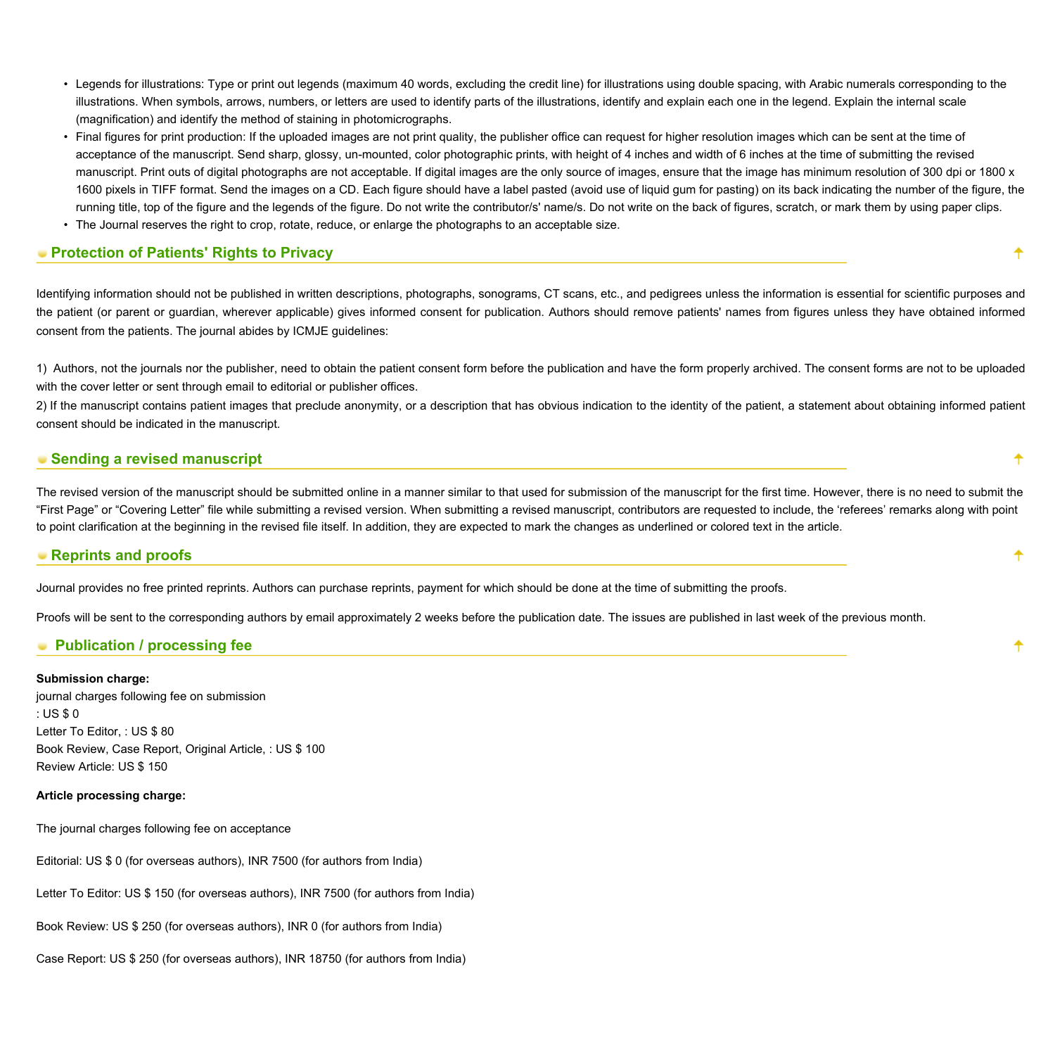- Legends for illustrations: Type or print out legends (maximum 40 words, excluding the credit line) for illustrations using double spacing, with Arabic numerals corresponding to the illustrations. When symbols, arrows, numbers, or letters are used to identify parts of the illustrations, identify and explain each one in the legend. Explain the internal scale (magnification) and identify the method of staining in photomicrographs.
- Final figures for print production: If the uploaded images are not print quality, the publisher office can request for higher resolution images which can be sent at the time of acceptance of the manuscript. Send sharp, glossy, un-mounted, color photographic prints, with height of 4 inches and width of 6 inches at the time of submitting the revised manuscript. Print outs of digital photographs are not acceptable. If digital images are the only source of images, ensure that the image has minimum resolution of 300 dpi or 1800 x 1600 pixels in TIFF format. Send the images on a CD. Each figure should have a label pasted (avoid use of liquid gum for pasting) on its back indicating the number of the figure, the running title, top of the figure and the legends of the figure. Do not write the contributor/s' name/s. Do not write on the back of figures, scratch, or mark them by using paper clips.
- The Journal reserves the right to crop, rotate, reduce, or enlarge the photographs to an acceptable size.

## Protection of Patients' Rights to Privacy

Identifying information should not be published in written descriptions, photographs, sonograms, CT scans, etc., and pedigrees unless the information is essential for scientific purposes and the patient (or parent or guardian, wherever applicable) gives informed consent for publication. Authors should remove patients' names from figures unless they have obtained informed consent from the patients. The journal abides by ICMJE guidelines:

1) Authors, not the journals nor the publisher, need to obtain the patient consent form before the publication and have the form properly archived. The consent forms are not to be uploaded with the cover letter or sent through email to editorial or publisher offices.
2) If the manuscript contains patient images that preclude anonymity, or a description that has obvious indication to the identity of the patient, a statement about obtaining informed patient consent should be indicated in the manuscript.

## Sending a revised manuscript

The revised version of the manuscript should be submitted online in a manner similar to that used for submission of the manuscript for the first time. However, there is no need to submit the "First Page" or "Covering Letter" file while submitting a revised version. When submitting a revised manuscript, contributors are requested to include, the 'referees' remarks along with point to point clarification at the beginning in the revised file itself. In addition, they are expected to mark the changes as underlined or colored text in the article.

## Reprints and proofs

Journal provides no free printed reprints. Authors can purchase reprints, payment for which should be done at the time of submitting the proofs.

Proofs will be sent to the corresponding authors by email approximately 2 weeks before the publication date. The issues are published in last week of the previous month.

## Publication / processing fee

**Submission charge:**
journal charges following fee on submission
: US $ 0
Letter To Editor, : US $ 80
Book Review, Case Report, Original Article, : US $ 100
Review Article: US $ 150

**Article processing charge:**

The journal charges following fee on acceptance

Editorial: US $ 0 (for overseas authors), INR 7500 (for authors from India)

Letter To Editor: US $ 150 (for overseas authors), INR 7500 (for authors from India)

Book Review: US $ 250 (for overseas authors), INR 0 (for authors from India)

Case Report: US $ 250 (for overseas authors), INR 18750 (for authors from India)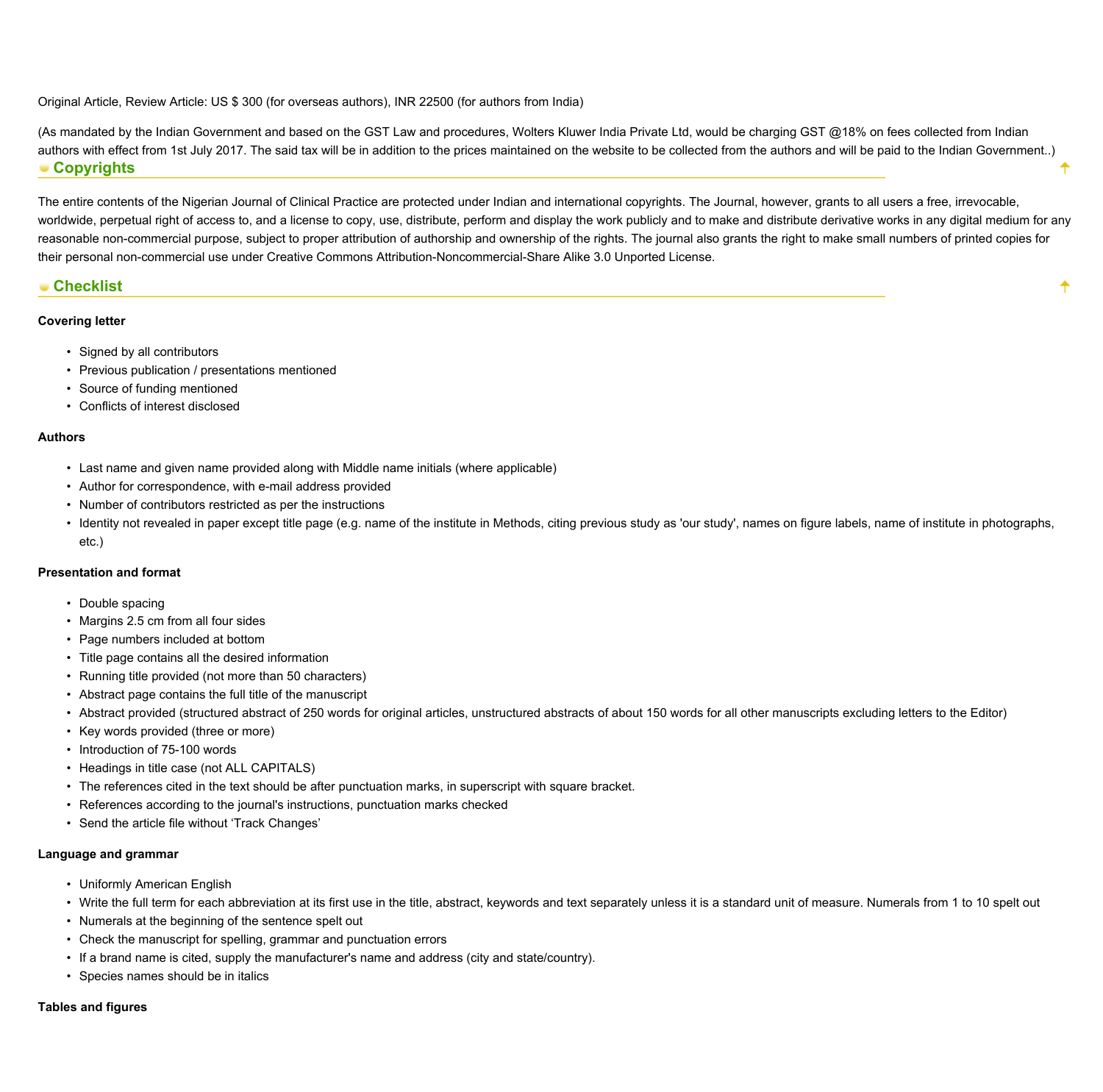Original Article, Review Article: US $ 300 (for overseas authors), INR 22500 (for authors from India)

(As mandated by the Indian Government and based on the GST Law and procedures, Wolters Kluwer India Private Ltd, would be charging GST @18% on fees collected from Indian authors with effect from 1st July 2017. The said tax will be in addition to the prices maintained on the website to be collected from the authors and will be paid to the Indian Government..)

## Copyrights

The entire contents of the Nigerian Journal of Clinical Practice are protected under Indian and international copyrights. The Journal, however, grants to all users a free, irrevocable, worldwide, perpetual right of access to, and a license to copy, use, distribute, perform and display the work publicly and to make and distribute derivative works in any digital medium for any reasonable non-commercial purpose, subject to proper attribution of authorship and ownership of the rights. The journal also grants the right to make small numbers of printed copies for their personal non-commercial use under Creative Commons Attribution-Noncommercial-Share Alike 3.0 Unported License.

## Checklist

**Covering letter**

- Signed by all contributors
- Previous publication / presentations mentioned
- Source of funding mentioned
- Conflicts of interest disclosed

**Authors**

- Last name and given name provided along with Middle name initials (where applicable)
- Author for correspondence, with e-mail address provided
- Number of contributors restricted as per the instructions
- Identity not revealed in paper except title page (e.g. name of the institute in Methods, citing previous study as 'our study', names on figure labels, name of institute in photographs, etc.)

**Presentation and format**

- Double spacing
- Margins 2.5 cm from all four sides
- Page numbers included at bottom
- Title page contains all the desired information
- Running title provided (not more than 50 characters)
- Abstract page contains the full title of the manuscript
- Abstract provided (structured abstract of 250 words for original articles, unstructured abstracts of about 150 words for all other manuscripts excluding letters to the Editor)
- Key words provided (three or more)
- Introduction of 75-100 words
- Headings in title case (not ALL CAPITALS)
- The references cited in the text should be after punctuation marks, in superscript with square bracket.
- References according to the journal's instructions, punctuation marks checked
- Send the article file without 'Track Changes'

**Language and grammar**

- Uniformly American English
- Write the full term for each abbreviation at its first use in the title, abstract, keywords and text separately unless it is a standard unit of measure. Numerals from 1 to 10 spelt out
- Numerals at the beginning of the sentence spelt out
- Check the manuscript for spelling, grammar and punctuation errors
- If a brand name is cited, supply the manufacturer's name and address (city and state/country).
- Species names should be in italics

**Tables and figures**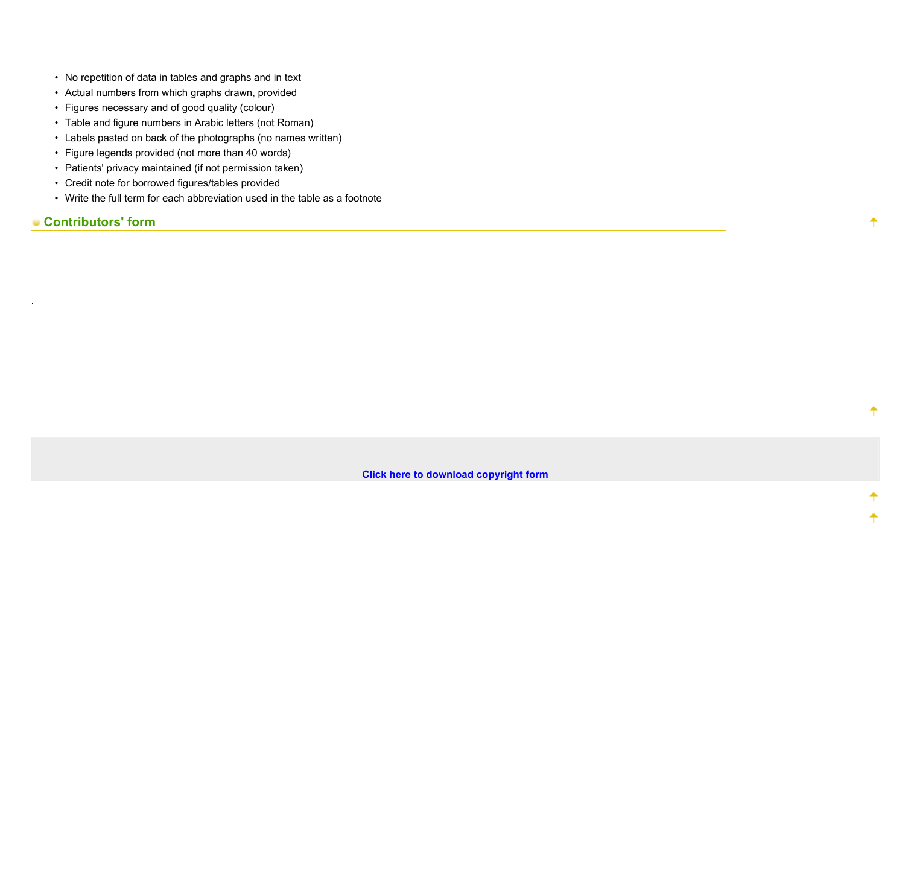- No repetition of data in tables and graphs and in text
- Actual numbers from which graphs drawn, provided
- Figures necessary and of good quality (colour)
- Table and figure numbers in Arabic letters (not Roman)
- Labels pasted on back of the photographs (no names written)
- Figure legends provided (not more than 40 words)
- Patients' privacy maintained (if not permission taken)
- Credit note for borrowed figures/tables provided
- Write the full term for each abbreviation used in the table as a footnote

## Contributors' form

.

**Click here to download copyright form**